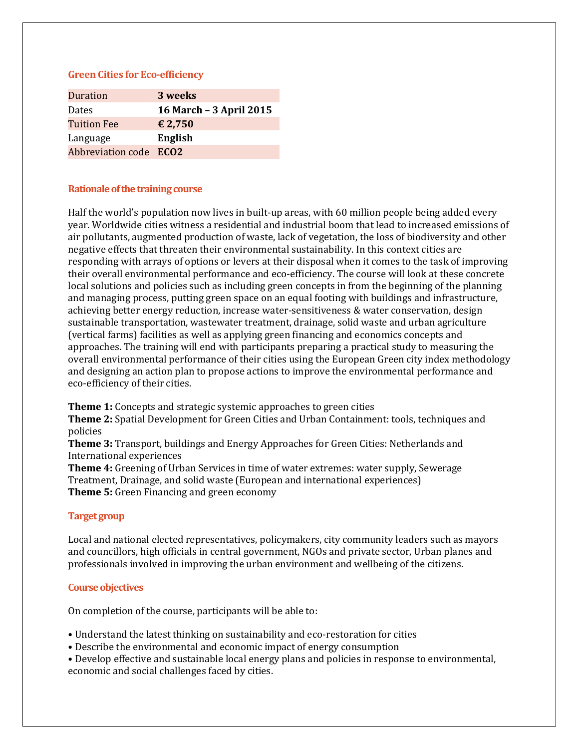## Green Cities for Eco-efficiency

| Duration | **3 weeks** |
|---|---|
| Dates | **16 March – 3 April 2015** |
| Tuition Fee | **€ 2,750** |
| Language | **English** |
| Abbreviation code | **ECO2** |

### Rationale of the training course

Half the world's population now lives in built-up areas, with 60 million people being added every year. Worldwide cities witness a residential and industrial boom that lead to increased emissions of air pollutants, augmented production of waste, lack of vegetation, the loss of biodiversity and other negative effects that threaten their environmental sustainability. In this context cities are responding with arrays of options or levers at their disposal when it comes to the task of improving their overall environmental performance and eco-efficiency. The course will look at these concrete local solutions and policies such as including green concepts in from the beginning of the planning and managing process, putting green space on an equal footing with buildings and infrastructure, achieving better energy reduction, increase water-sensitiveness & water conservation, design sustainable transportation, wastewater treatment, drainage, solid waste and urban agriculture (vertical farms) facilities as well as applying green financing and economics concepts and approaches. The training will end with participants preparing a practical study to measuring the overall environmental performance of their cities using the European Green city index methodology and designing an action plan to propose actions to improve the environmental performance and eco-efficiency of their cities.

**Theme 1:** Concepts and strategic systemic approaches to green cities
**Theme 2:** Spatial Development for Green Cities and Urban Containment: tools, techniques and policies
**Theme 3:** Transport, buildings and Energy Approaches for Green Cities: Netherlands and International experiences
**Theme 4:** Greening of Urban Services in time of water extremes: water supply, Sewerage Treatment, Drainage, and solid waste (European and international experiences)
**Theme 5:** Green Financing and green economy

### Target group

Local and national elected representatives, policymakers, city community leaders such as mayors and councillors, high officials in central government, NGOs and private sector, Urban planes and professionals involved in improving the urban environment and wellbeing of the citizens.

### Course objectives

On completion of the course, participants will be able to:

- Understand the latest thinking on sustainability and eco-restoration for cities
- Describe the environmental and economic impact of energy consumption
- Develop effective and sustainable local energy plans and policies in response to environmental, economic and social challenges faced by cities.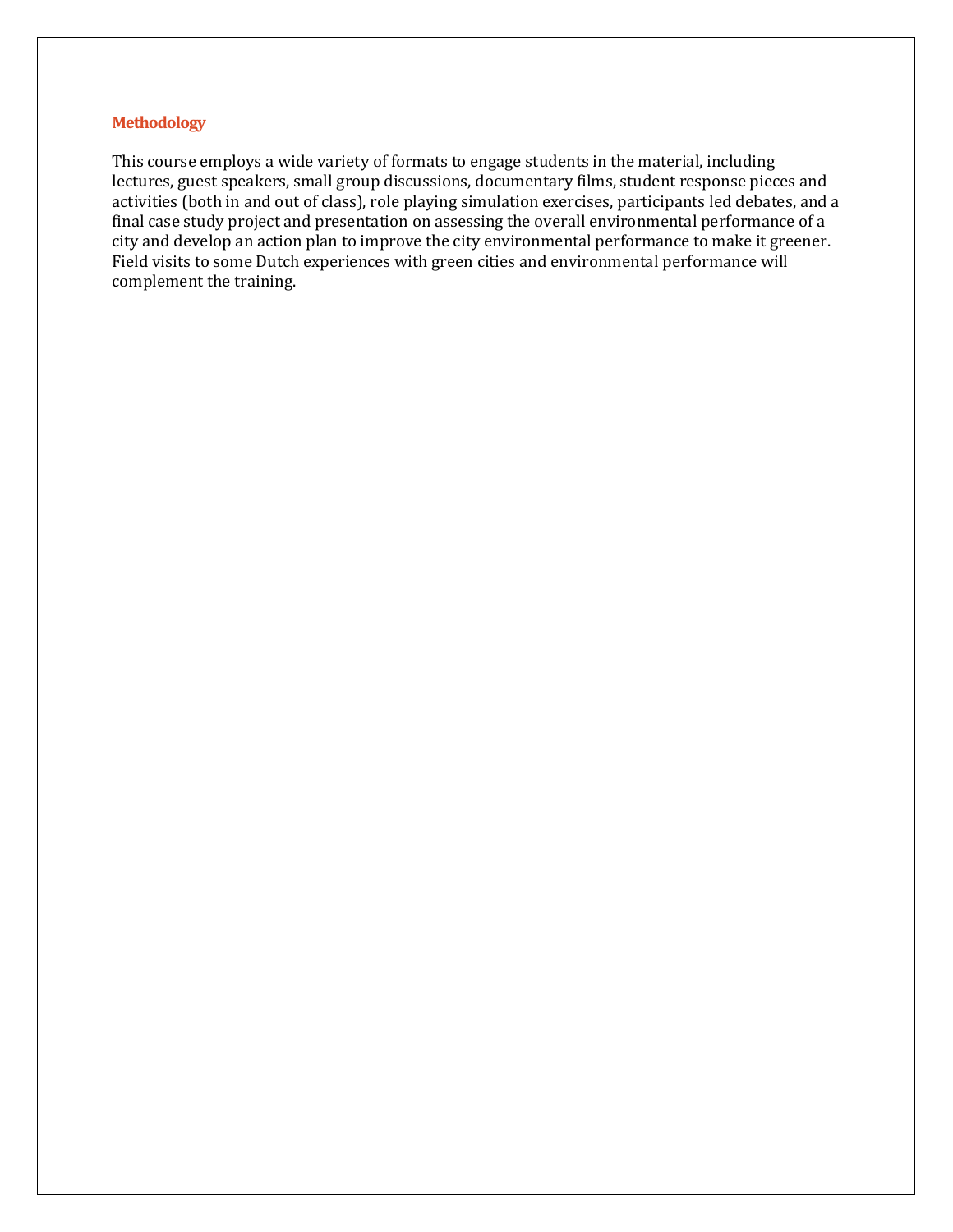## Methodology

This course employs a wide variety of formats to engage students in the material, including lectures, guest speakers, small group discussions, documentary films, student response pieces and activities (both in and out of class), role playing simulation exercises, participants led debates, and a final case study project and presentation on assessing the overall environmental performance of a city and develop an action plan to improve the city environmental performance to make it greener. Field visits to some Dutch experiences with green cities and environmental performance will complement the training.